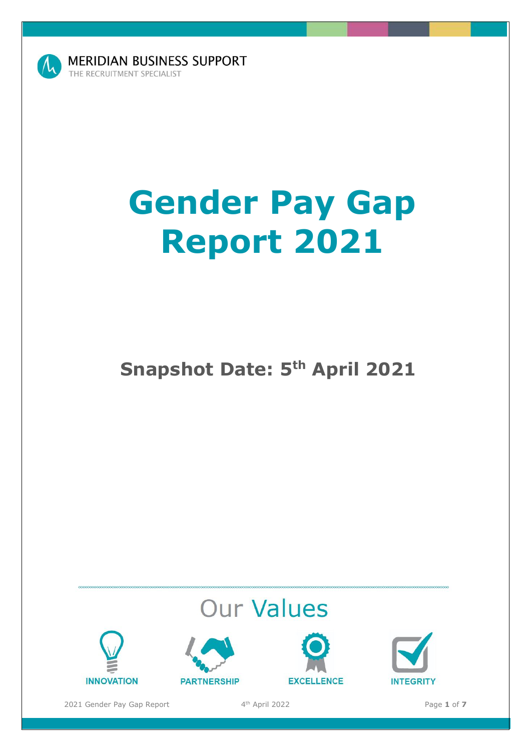MERIDIAN BUSINESS SUPPORT
THE RECRUITMENT SPECIALIST

# Gender Pay Gap Report 2021

## Snapshot Date: 5th April 2021

Our Values

INNOVATION

PARTNERSHIP

EXCELLENCE

INTEGRITY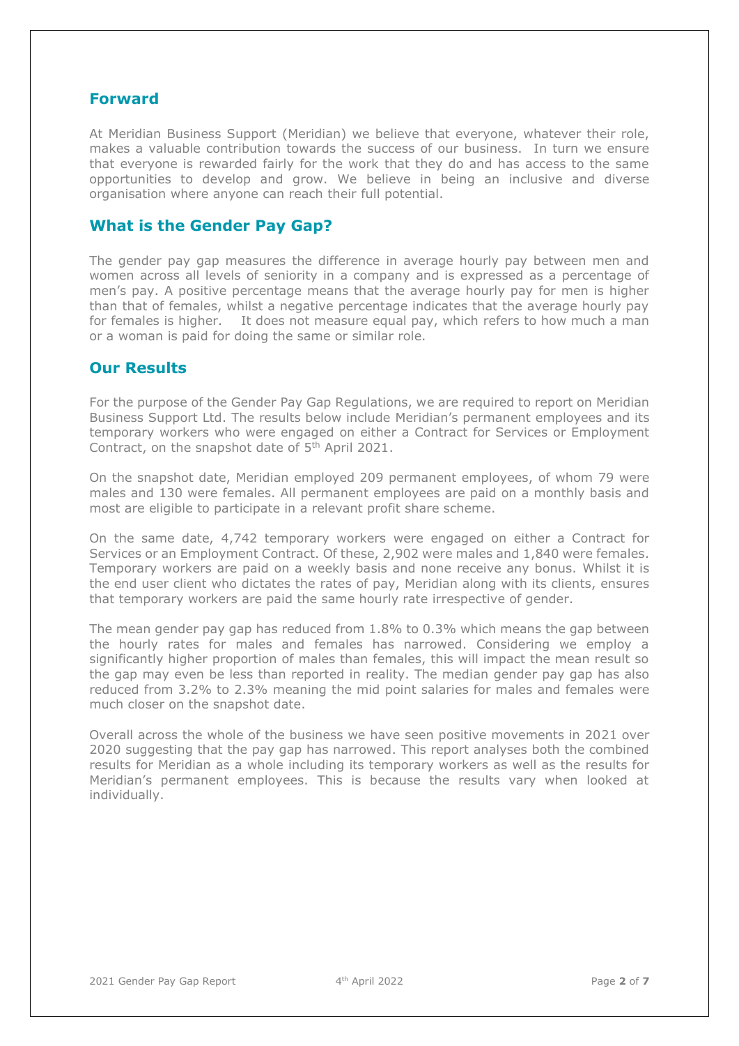## Forward

At Meridian Business Support (Meridian) we believe that everyone, whatever their role, makes a valuable contribution towards the success of our business. In turn we ensure that everyone is rewarded fairly for the work that they do and has access to the same opportunities to develop and grow. We believe in being an inclusive and diverse organisation where anyone can reach their full potential.

## What is the Gender Pay Gap?

The gender pay gap measures the difference in average hourly pay between men and women across all levels of seniority in a company and is expressed as a percentage of men's pay. A positive percentage means that the average hourly pay for men is higher than that of females, whilst a negative percentage indicates that the average hourly pay for females is higher. It does not measure equal pay, which refers to how much a man or a woman is paid for doing the same or similar role.

## Our Results

For the purpose of the Gender Pay Gap Regulations, we are required to report on Meridian Business Support Ltd. The results below include Meridian's permanent employees and its temporary workers who were engaged on either a Contract for Services or Employment Contract, on the snapshot date of 5th April 2021.

On the snapshot date, Meridian employed 209 permanent employees, of whom 79 were males and 130 were females. All permanent employees are paid on a monthly basis and most are eligible to participate in a relevant profit share scheme.

On the same date, 4,742 temporary workers were engaged on either a Contract for Services or an Employment Contract. Of these, 2,902 were males and 1,840 were females. Temporary workers are paid on a weekly basis and none receive any bonus. Whilst it is the end user client who dictates the rates of pay, Meridian along with its clients, ensures that temporary workers are paid the same hourly rate irrespective of gender.

The mean gender pay gap has reduced from 1.8% to 0.3% which means the gap between the hourly rates for males and females has narrowed. Considering we employ a significantly higher proportion of males than females, this will impact the mean result so the gap may even be less than reported in reality. The median gender pay gap has also reduced from 3.2% to 2.3% meaning the mid point salaries for males and females were much closer on the snapshot date.

Overall across the whole of the business we have seen positive movements in 2021 over 2020 suggesting that the pay gap has narrowed. This report analyses both the combined results for Meridian as a whole including its temporary workers as well as the results for Meridian's permanent employees. This is because the results vary when looked at individually.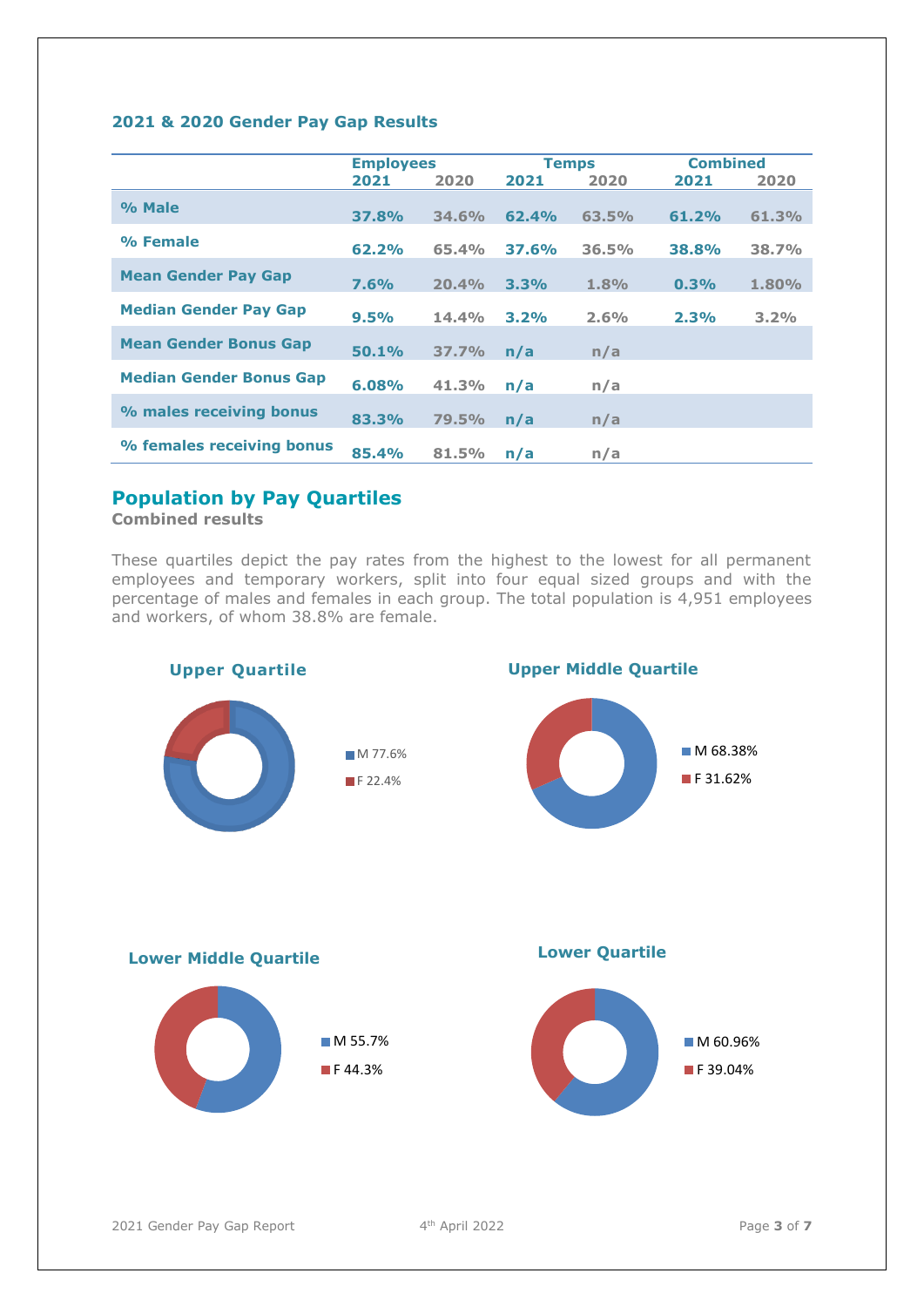### 2021 & 2020 Gender Pay Gap Results

| | Employees | | Temps | | Combined | |
|---|---|---|---|---|---|---|
| | 2021 | 2020 | 2021 | 2020 | 2021 | 2020 |
| % Male | 37.8% | 34.6% | 62.4% | 63.5% | 61.2% | 61.3% |
| % Female | 62.2% | 65.4% | 37.6% | 36.5% | 38.8% | 38.7% |
| Mean Gender Pay Gap | 7.6% | 20.4% | 3.3% | 1.8% | 0.3% | 1.80% |
| Median Gender Pay Gap | 9.5% | 14.4% | 3.2% | 2.6% | 2.3% | 3.2% |
| Mean Gender Bonus Gap | 50.1% | 37.7% | n/a | n/a | | |
| Median Gender Bonus Gap | 6.08% | 41.3% | n/a | n/a | | |
| % males receiving bonus | 83.3% | 79.5% | n/a | n/a | | |
| % females receiving bonus | 85.4% | 81.5% | n/a | n/a | | |

## Population by Pay Quartiles

**Combined results**

These quartiles depict the pay rates from the highest to the lowest for all permanent employees and temporary workers, split into four equal sized groups and with the percentage of males and females in each group. The total population is 4,951 employees and workers, of whom 38.8% are female.

**Upper Quartile**

- M 77.6%
- F 22.4%

**Upper Middle Quartile**

- M 68.38%
- F 31.62%

**Lower Middle Quartile**

- M 55.7%
- F 44.3%

**Lower Quartile**

- M 60.96%
- F 39.04%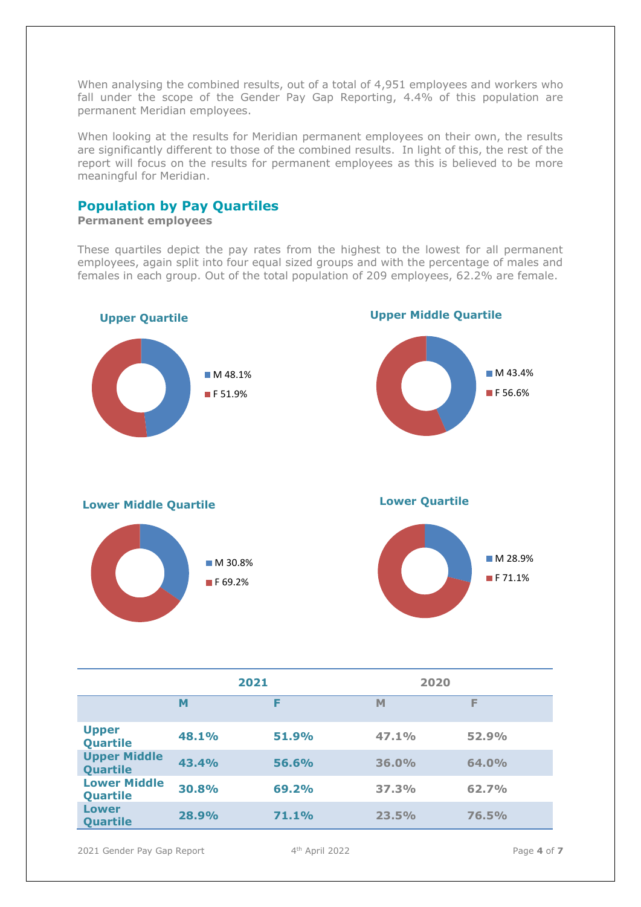When analysing the combined results, out of a total of 4,951 employees and workers who fall under the scope of the Gender Pay Gap Reporting, 4.4% of this population are permanent Meridian employees.

When looking at the results for Meridian permanent employees on their own, the results are significantly different to those of the combined results. In light of this, the rest of the report will focus on the results for permanent employees as this is believed to be more meaningful for Meridian.

## Population by Pay Quartiles

**Permanent employees**

These quartiles depict the pay rates from the highest to the lowest for all permanent employees, again split into four equal sized groups and with the percentage of males and females in each group. Out of the total population of 209 employees, 62.2% are female.

**Upper Quartile**

- M 48.1%
- F 51.9%

**Upper Middle Quartile**

- M 43.4%
- F 56.6%

**Lower Middle Quartile**

- M 30.8%
- F 69.2%

**Lower Quartile**

- M 28.9%
- F 71.1%

| | 2021 | | 2020 | |
|---|---|---|---|---|
| | M | F | M | F |
| Upper Quartile | 48.1% | 51.9% | 47.1% | 52.9% |
| Upper Middle Quartile | 43.4% | 56.6% | 36.0% | 64.0% |
| Lower Middle Quartile | 30.8% | 69.2% | 37.3% | 62.7% |
| Lower Quartile | 28.9% | 71.1% | 23.5% | 76.5% |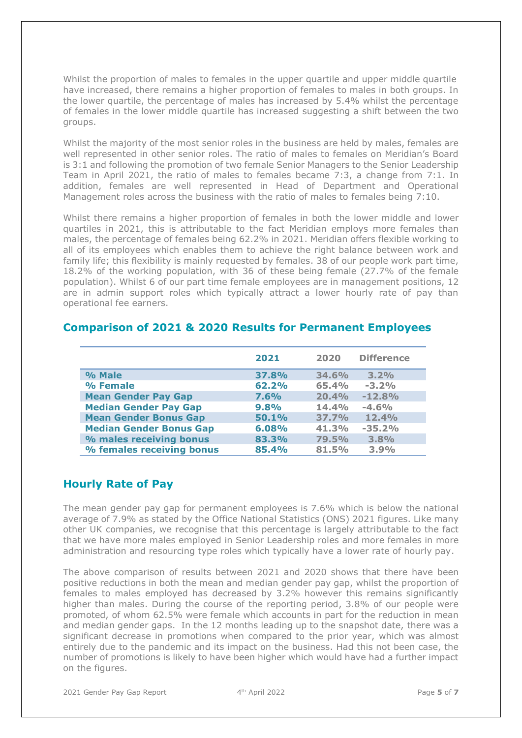Whilst the proportion of males to females in the upper quartile and upper middle quartile have increased, there remains a higher proportion of females to males in both groups. In the lower quartile, the percentage of males has increased by 5.4% whilst the percentage of females in the lower middle quartile has increased suggesting a shift between the two groups.

Whilst the majority of the most senior roles in the business are held by males, females are well represented in other senior roles. The ratio of males to females on Meridian's Board is 3:1 and following the promotion of two female Senior Managers to the Senior Leadership Team in April 2021, the ratio of males to females became 7:3, a change from 7:1. In addition, females are well represented in Head of Department and Operational Management roles across the business with the ratio of males to females being 7:10.

Whilst there remains a higher proportion of females in both the lower middle and lower quartiles in 2021, this is attributable to the fact Meridian employs more females than males, the percentage of females being 62.2% in 2021. Meridian offers flexible working to all of its employees which enables them to achieve the right balance between work and family life; this flexibility is mainly requested by females. 38 of our people work part time, 18.2% of the working population, with 36 of these being female (27.7% of the female population). Whilst 6 of our part time female employees are in management positions, 12 are in admin support roles which typically attract a lower hourly rate of pay than operational fee earners.

## Comparison of 2021 & 2020 Results for Permanent Employees

| | 2021 | 2020 | Difference |
|---|---|---|---|
| **% Male** | **37.8%** | **34.6%** | **3.2%** |
| **% Female** | **62.2%** | **65.4%** | **-3.2%** |
| **Mean Gender Pay Gap** | **7.6%** | **20.4%** | **-12.8%** |
| **Median Gender Pay Gap** | **9.8%** | **14.4%** | **-4.6%** |
| **Mean Gender Bonus Gap** | **50.1%** | **37.7%** | **12.4%** |
| **Median Gender Bonus Gap** | **6.08%** | **41.3%** | **-35.2%** |
| **% males receiving bonus** | **83.3%** | **79.5%** | **3.8%** |
| **% females receiving bonus** | **85.4%** | **81.5%** | **3.9%** |

## Hourly Rate of Pay

The mean gender pay gap for permanent employees is 7.6% which is below the national average of 7.9% as stated by the Office National Statistics (ONS) 2021 figures. Like many other UK companies, we recognise that this percentage is largely attributable to the fact that we have more males employed in Senior Leadership roles and more females in more administration and resourcing type roles which typically have a lower rate of hourly pay.

The above comparison of results between 2021 and 2020 shows that there have been positive reductions in both the mean and median gender pay gap, whilst the proportion of females to males employed has decreased by 3.2% however this remains significantly higher than males. During the course of the reporting period, 3.8% of our people were promoted, of whom 62.5% were female which accounts in part for the reduction in mean and median gender gaps. In the 12 months leading up to the snapshot date, there was a significant decrease in promotions when compared to the prior year, which was almost entirely due to the pandemic and its impact on the business. Had this not been case, the number of promotions is likely to have been higher which would have had a further impact on the figures.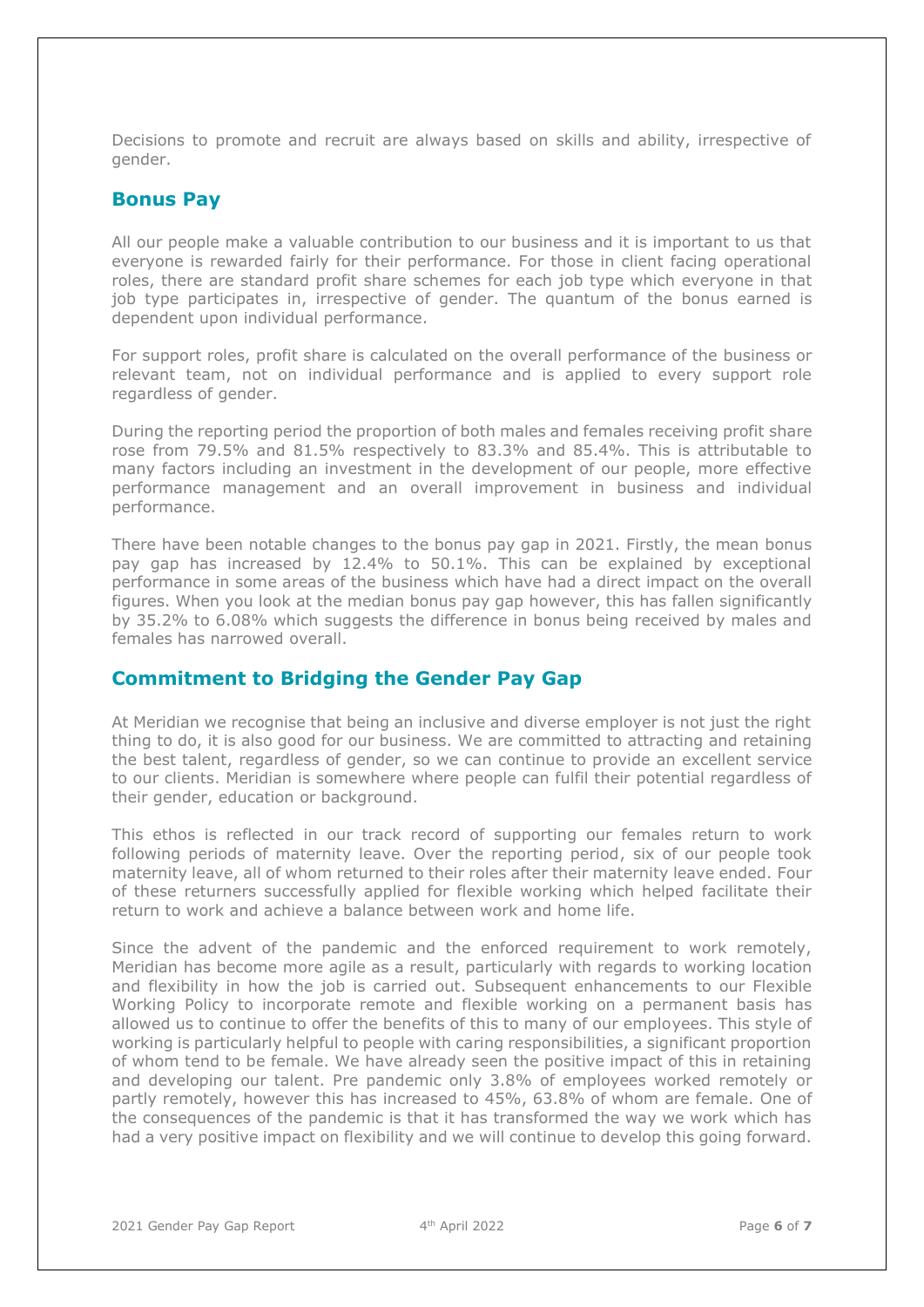Decisions to promote and recruit are always based on skills and ability, irrespective of gender.

## Bonus Pay

All our people make a valuable contribution to our business and it is important to us that everyone is rewarded fairly for their performance. For those in client facing operational roles, there are standard profit share schemes for each job type which everyone in that job type participates in, irrespective of gender. The quantum of the bonus earned is dependent upon individual performance.

For support roles, profit share is calculated on the overall performance of the business or relevant team, not on individual performance and is applied to every support role regardless of gender.

During the reporting period the proportion of both males and females receiving profit share rose from 79.5% and 81.5% respectively to 83.3% and 85.4%. This is attributable to many factors including an investment in the development of our people, more effective performance management and an overall improvement in business and individual performance.

There have been notable changes to the bonus pay gap in 2021. Firstly, the mean bonus pay gap has increased by 12.4% to 50.1%. This can be explained by exceptional performance in some areas of the business which have had a direct impact on the overall figures. When you look at the median bonus pay gap however, this has fallen significantly by 35.2% to 6.08% which suggests the difference in bonus being received by males and females has narrowed overall.

## Commitment to Bridging the Gender Pay Gap

At Meridian we recognise that being an inclusive and diverse employer is not just the right thing to do, it is also good for our business. We are committed to attracting and retaining the best talent, regardless of gender, so we can continue to provide an excellent service to our clients. Meridian is somewhere where people can fulfil their potential regardless of their gender, education or background.

This ethos is reflected in our track record of supporting our females return to work following periods of maternity leave. Over the reporting period, six of our people took maternity leave, all of whom returned to their roles after their maternity leave ended. Four of these returners successfully applied for flexible working which helped facilitate their return to work and achieve a balance between work and home life.

Since the advent of the pandemic and the enforced requirement to work remotely, Meridian has become more agile as a result, particularly with regards to working location and flexibility in how the job is carried out. Subsequent enhancements to our Flexible Working Policy to incorporate remote and flexible working on a permanent basis has allowed us to continue to offer the benefits of this to many of our employees. This style of working is particularly helpful to people with caring responsibilities, a significant proportion of whom tend to be female. We have already seen the positive impact of this in retaining and developing our talent. Pre pandemic only 3.8% of employees worked remotely or partly remotely, however this has increased to 45%, 63.8% of whom are female. One of the consequences of the pandemic is that it has transformed the way we work which has had a very positive impact on flexibility and we will continue to develop this going forward.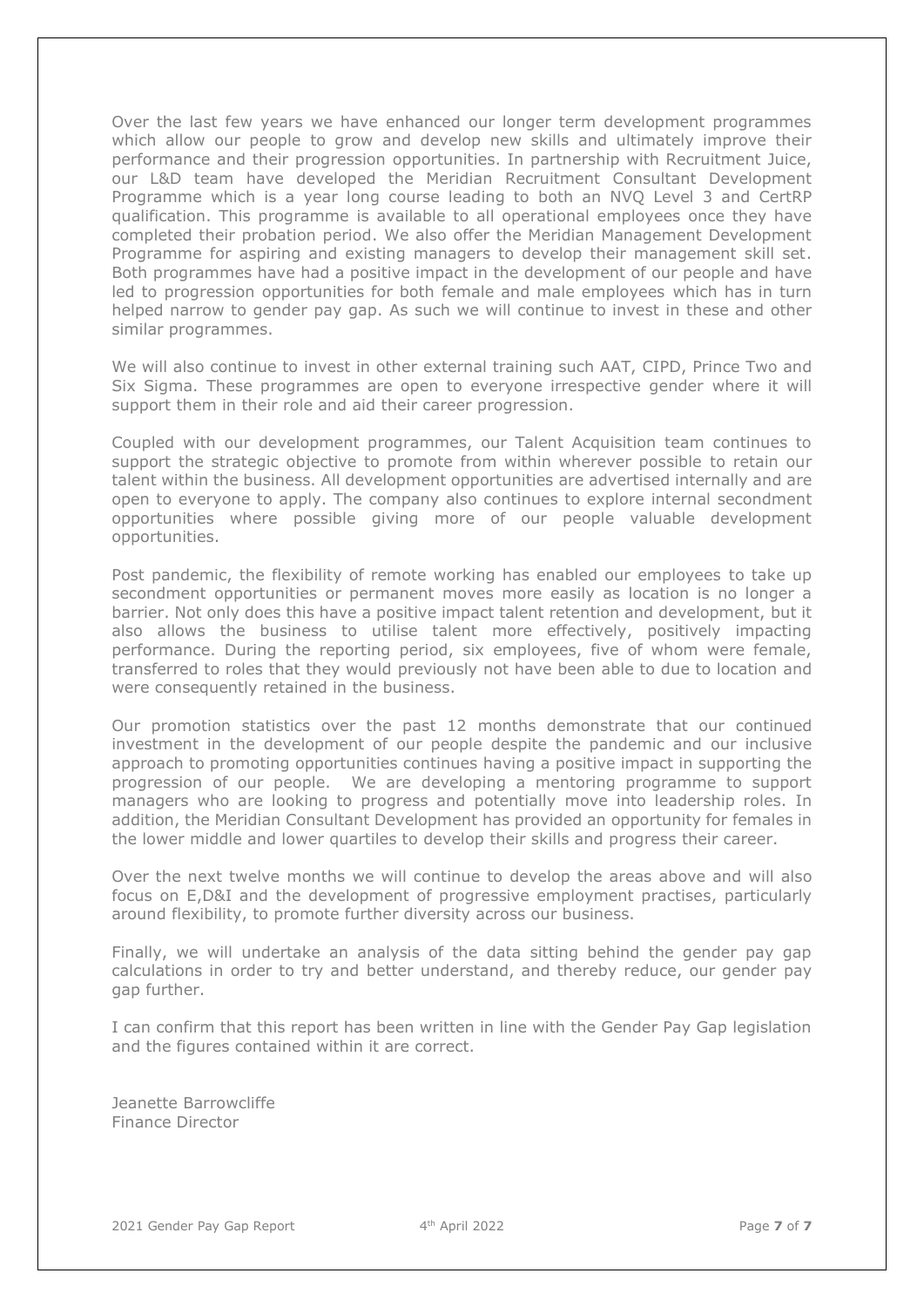Over the last few years we have enhanced our longer term development programmes which allow our people to grow and develop new skills and ultimately improve their performance and their progression opportunities. In partnership with Recruitment Juice, our L&D team have developed the Meridian Recruitment Consultant Development Programme which is a year long course leading to both an NVQ Level 3 and CertRP qualification. This programme is available to all operational employees once they have completed their probation period. We also offer the Meridian Management Development Programme for aspiring and existing managers to develop their management skill set. Both programmes have had a positive impact in the development of our people and have led to progression opportunities for both female and male employees which has in turn helped narrow to gender pay gap. As such we will continue to invest in these and other similar programmes.

We will also continue to invest in other external training such AAT, CIPD, Prince Two and Six Sigma. These programmes are open to everyone irrespective gender where it will support them in their role and aid their career progression.

Coupled with our development programmes, our Talent Acquisition team continues to support the strategic objective to promote from within wherever possible to retain our talent within the business. All development opportunities are advertised internally and are open to everyone to apply. The company also continues to explore internal secondment opportunities where possible giving more of our people valuable development opportunities.

Post pandemic, the flexibility of remote working has enabled our employees to take up secondment opportunities or permanent moves more easily as location is no longer a barrier. Not only does this have a positive impact talent retention and development, but it also allows the business to utilise talent more effectively, positively impacting performance. During the reporting period, six employees, five of whom were female, transferred to roles that they would previously not have been able to due to location and were consequently retained in the business.

Our promotion statistics over the past 12 months demonstrate that our continued investment in the development of our people despite the pandemic and our inclusive approach to promoting opportunities continues having a positive impact in supporting the progression of our people. We are developing a mentoring programme to support managers who are looking to progress and potentially move into leadership roles. In addition, the Meridian Consultant Development has provided an opportunity for females in the lower middle and lower quartiles to develop their skills and progress their career.

Over the next twelve months we will continue to develop the areas above and will also focus on E,D&I and the development of progressive employment practises, particularly around flexibility, to promote further diversity across our business.

Finally, we will undertake an analysis of the data sitting behind the gender pay gap calculations in order to try and better understand, and thereby reduce, our gender pay gap further.

I can confirm that this report has been written in line with the Gender Pay Gap legislation and the figures contained within it are correct.

Jeanette Barrowcliffe
Finance Director